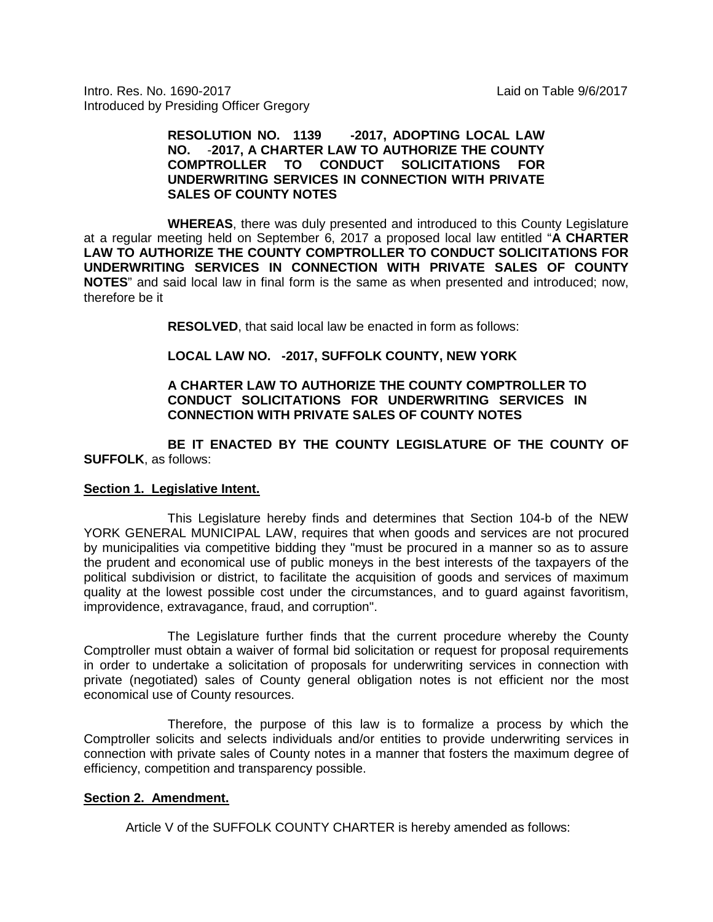Intro. Res. No. 1690-2017 Laid on Table 9/6/2017
Introduced by Presiding Officer Gregory

**RESOLUTION NO. 1139 -2017, ADOPTING LOCAL LAW NO. -2017, A CHARTER LAW TO AUTHORIZE THE COUNTY COMPTROLLER TO CONDUCT SOLICITATIONS FOR UNDERWRITING SERVICES IN CONNECTION WITH PRIVATE SALES OF COUNTY NOTES**

**WHEREAS**, there was duly presented and introduced to this County Legislature at a regular meeting held on September 6, 2017 a proposed local law entitled "**A CHARTER LAW TO AUTHORIZE THE COUNTY COMPTROLLER TO CONDUCT SOLICITATIONS FOR UNDERWRITING SERVICES IN CONNECTION WITH PRIVATE SALES OF COUNTY NOTES**" and said local law in final form is the same as when presented and introduced; now, therefore be it

**RESOLVED**, that said local law be enacted in form as follows:

**LOCAL LAW NO. -2017, SUFFOLK COUNTY, NEW YORK**

**A CHARTER LAW TO AUTHORIZE THE COUNTY COMPTROLLER TO CONDUCT SOLICITATIONS FOR UNDERWRITING SERVICES IN CONNECTION WITH PRIVATE SALES OF COUNTY NOTES**

**BE IT ENACTED BY THE COUNTY LEGISLATURE OF THE COUNTY OF SUFFOLK**, as follows:

**Section 1. Legislative Intent.**

This Legislature hereby finds and determines that Section 104-b of the NEW YORK GENERAL MUNICIPAL LAW, requires that when goods and services are not procured by municipalities via competitive bidding they "must be procured in a manner so as to assure the prudent and economical use of public moneys in the best interests of the taxpayers of the political subdivision or district, to facilitate the acquisition of goods and services of maximum quality at the lowest possible cost under the circumstances, and to guard against favoritism, improvidence, extravagance, fraud, and corruption".

The Legislature further finds that the current procedure whereby the County Comptroller must obtain a waiver of formal bid solicitation or request for proposal requirements in order to undertake a solicitation of proposals for underwriting services in connection with private (negotiated) sales of County general obligation notes is not efficient nor the most economical use of County resources.

Therefore, the purpose of this law is to formalize a process by which the Comptroller solicits and selects individuals and/or entities to provide underwriting services in connection with private sales of County notes in a manner that fosters the maximum degree of efficiency, competition and transparency possible.

**Section 2. Amendment.**

Article V of the SUFFOLK COUNTY CHARTER is hereby amended as follows: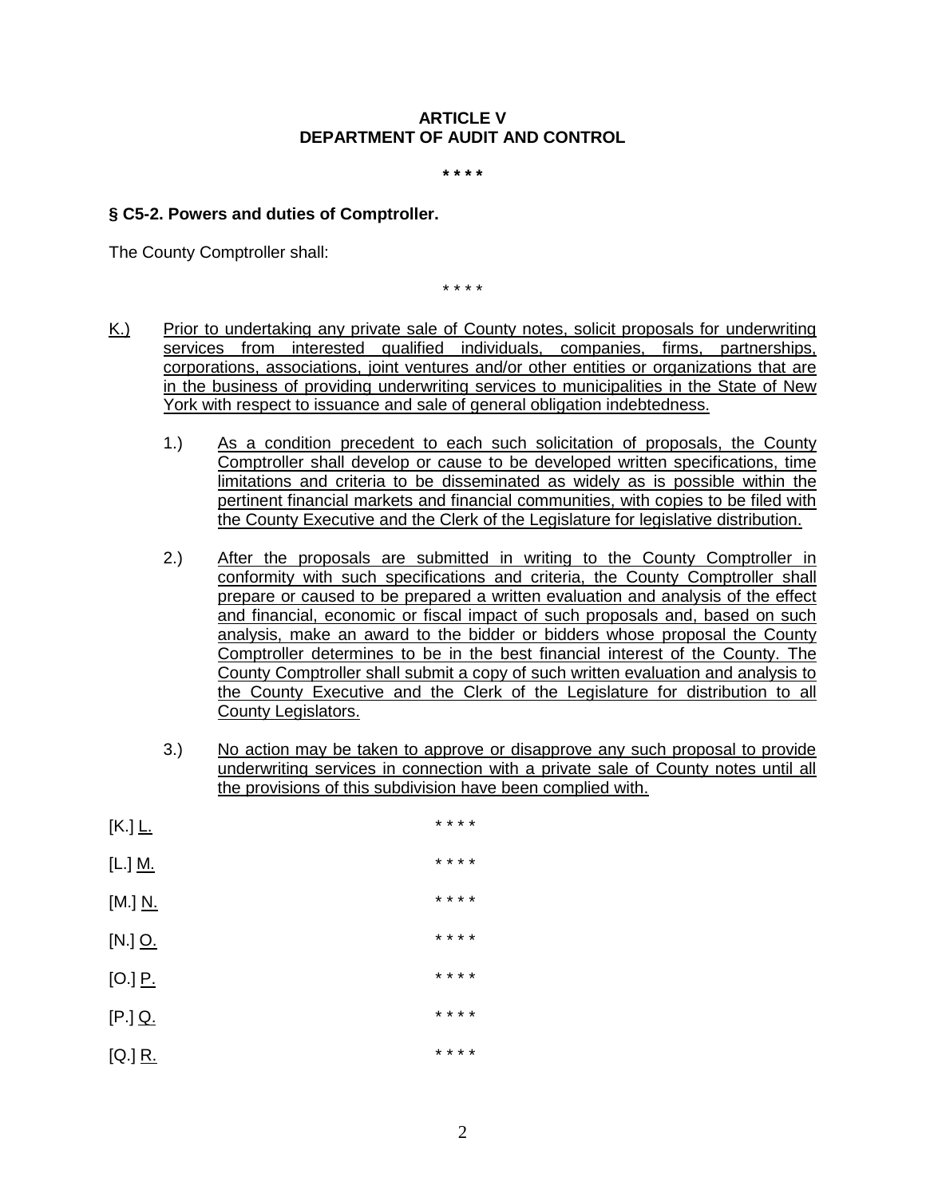**ARTICLE V**
**DEPARTMENT OF AUDIT AND CONTROL**

**\* \* \* \***

**§ C5-2. Powers and duties of Comptroller.**

The County Comptroller shall:

\* \* \* \*

<u>K.)</u> <u>Prior to undertaking any private sale of County notes, solicit proposals for underwriting services from interested qualified individuals, companies, firms, partnerships, corporations, associations, joint ventures and/or other entities or organizations that are in the business of providing underwriting services to municipalities in the State of New York with respect to issuance and sale of general obligation indebtedness.</u>

1.) <u>As a condition precedent to each such solicitation of proposals, the County Comptroller shall develop or cause to be developed written specifications, time limitations and criteria to be disseminated as widely as is possible within the pertinent financial markets and financial communities, with copies to be filed with the County Executive and the Clerk of the Legislature for legislative distribution.</u>

2.) <u>After the proposals are submitted in writing to the County Comptroller in conformity with such specifications and criteria, the County Comptroller shall prepare or caused to be prepared a written evaluation and analysis of the effect and financial, economic or fiscal impact of such proposals and, based on such analysis, make an award to the bidder or bidders whose proposal the County Comptroller determines to be in the best financial interest of the County. The County Comptroller shall submit a copy of such written evaluation and analysis to the County Executive and the Clerk of the Legislature for distribution to all County Legislators.</u>

3.) <u>No action may be taken to approve or disapprove any such proposal to provide underwriting services in connection with a private sale of County notes until all the provisions of this subdivision have been complied with.</u>

[K.] <u>L.</u> \* \* \* \*

[L.] <u>M.</u> \* \* \* \*

[M.] <u>N.</u> \* \* \* \*

[N.] <u>O.</u> \* \* \* \*

[O.] <u>P.</u> \* \* \* \*

[P.] <u>Q.</u> \* \* \* \*

[Q.] <u>R.</u> \* \* \* \*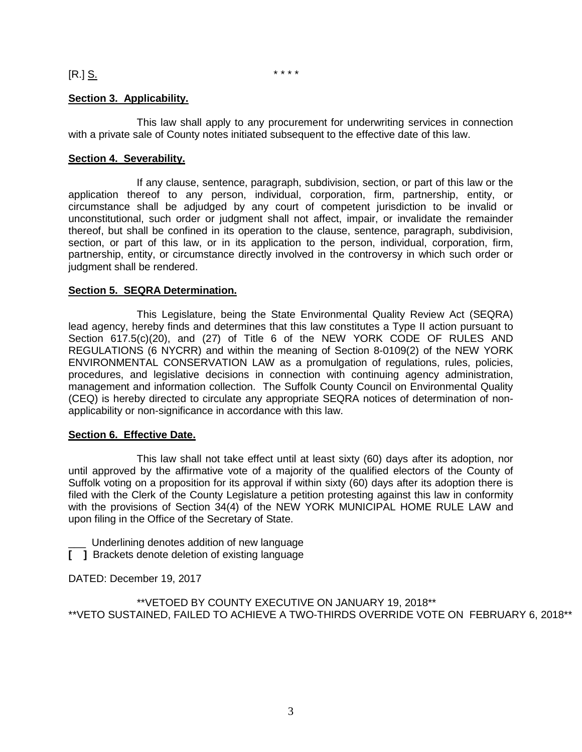[R.] S. * * * *

**Section 3. Applicability.**

This law shall apply to any procurement for underwriting services in connection with a private sale of County notes initiated subsequent to the effective date of this law.

**Section 4. Severability.**

If any clause, sentence, paragraph, subdivision, section, or part of this law or the application thereof to any person, individual, corporation, firm, partnership, entity, or circumstance shall be adjudged by any court of competent jurisdiction to be invalid or unconstitutional, such order or judgment shall not affect, impair, or invalidate the remainder thereof, but shall be confined in its operation to the clause, sentence, paragraph, subdivision, section, or part of this law, or in its application to the person, individual, corporation, firm, partnership, entity, or circumstance directly involved in the controversy in which such order or judgment shall be rendered.

**Section 5. SEQRA Determination.**

This Legislature, being the State Environmental Quality Review Act (SEQRA) lead agency, hereby finds and determines that this law constitutes a Type II action pursuant to Section 617.5(c)(20), and (27) of Title 6 of the NEW YORK CODE OF RULES AND REGULATIONS (6 NYCRR) and within the meaning of Section 8-0109(2) of the NEW YORK ENVIRONMENTAL CONSERVATION LAW as a promulgation of regulations, rules, policies, procedures, and legislative decisions in connection with continuing agency administration, management and information collection. The Suffolk County Council on Environmental Quality (CEQ) is hereby directed to circulate any appropriate SEQRA notices of determination of non-applicability or non-significance in accordance with this law.

**Section 6. Effective Date.**

This law shall not take effect until at least sixty (60) days after its adoption, nor until approved by the affirmative vote of a majority of the qualified electors of the County of Suffolk voting on a proposition for its approval if within sixty (60) days after its adoption there is filed with the Clerk of the County Legislature a petition protesting against this law in conformity with the provisions of Section 34(4) of the NEW YORK MUNICIPAL HOME RULE LAW and upon filing in the Office of the Secretary of State.

\_\_\_ Underlining denotes addition of new language

**[ ]** Brackets denote deletion of existing language

DATED: December 19, 2017

\*\*VETOED BY COUNTY EXECUTIVE ON JANUARY 19, 2018\*\*

\*\*VETO SUSTAINED, FAILED TO ACHIEVE A TWO-THIRDS OVERRIDE VOTE ON FEBRUARY 6, 2018\*\*